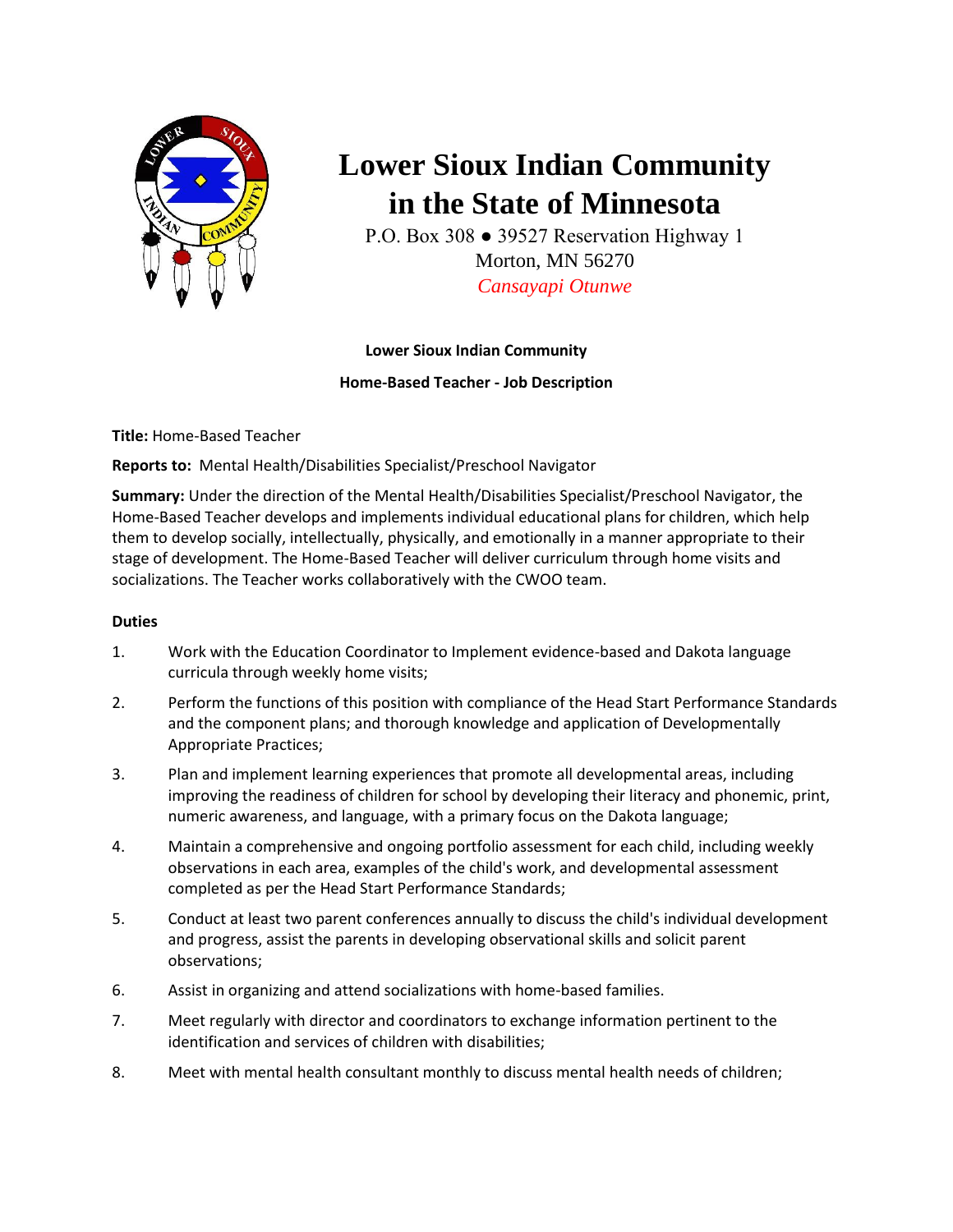# Lower Sioux Indian Community in the State of Minnesota

P.O. Box 308 ● 39527 Reservation Highway 1
Morton, MN 56270
*Cansayapi Otunwe*

**Lower Sioux Indian Community**

**Home-Based Teacher - Job Description**

**Title:** Home-Based Teacher

**Reports to:** Mental Health/Disabilities Specialist/Preschool Navigator

**Summary:** Under the direction of the Mental Health/Disabilities Specialist/Preschool Navigator, the Home-Based Teacher develops and implements individual educational plans for children, which help them to develop socially, intellectually, physically, and emotionally in a manner appropriate to their stage of development. The Home-Based Teacher will deliver curriculum through home visits and socializations. The Teacher works collaboratively with the CWOO team.

**Duties**

1. Work with the Education Coordinator to Implement evidence-based and Dakota language curricula through weekly home visits;
2. Perform the functions of this position with compliance of the Head Start Performance Standards and the component plans; and thorough knowledge and application of Developmentally Appropriate Practices;
3. Plan and implement learning experiences that promote all developmental areas, including improving the readiness of children for school by developing their literacy and phonemic, print, numeric awareness, and language, with a primary focus on the Dakota language;
4. Maintain a comprehensive and ongoing portfolio assessment for each child, including weekly observations in each area, examples of the child's work, and developmental assessment completed as per the Head Start Performance Standards;
5. Conduct at least two parent conferences annually to discuss the child's individual development and progress, assist the parents in developing observational skills and solicit parent observations;
6. Assist in organizing and attend socializations with home-based families.
7. Meet regularly with director and coordinators to exchange information pertinent to the identification and services of children with disabilities;
8. Meet with mental health consultant monthly to discuss mental health needs of children;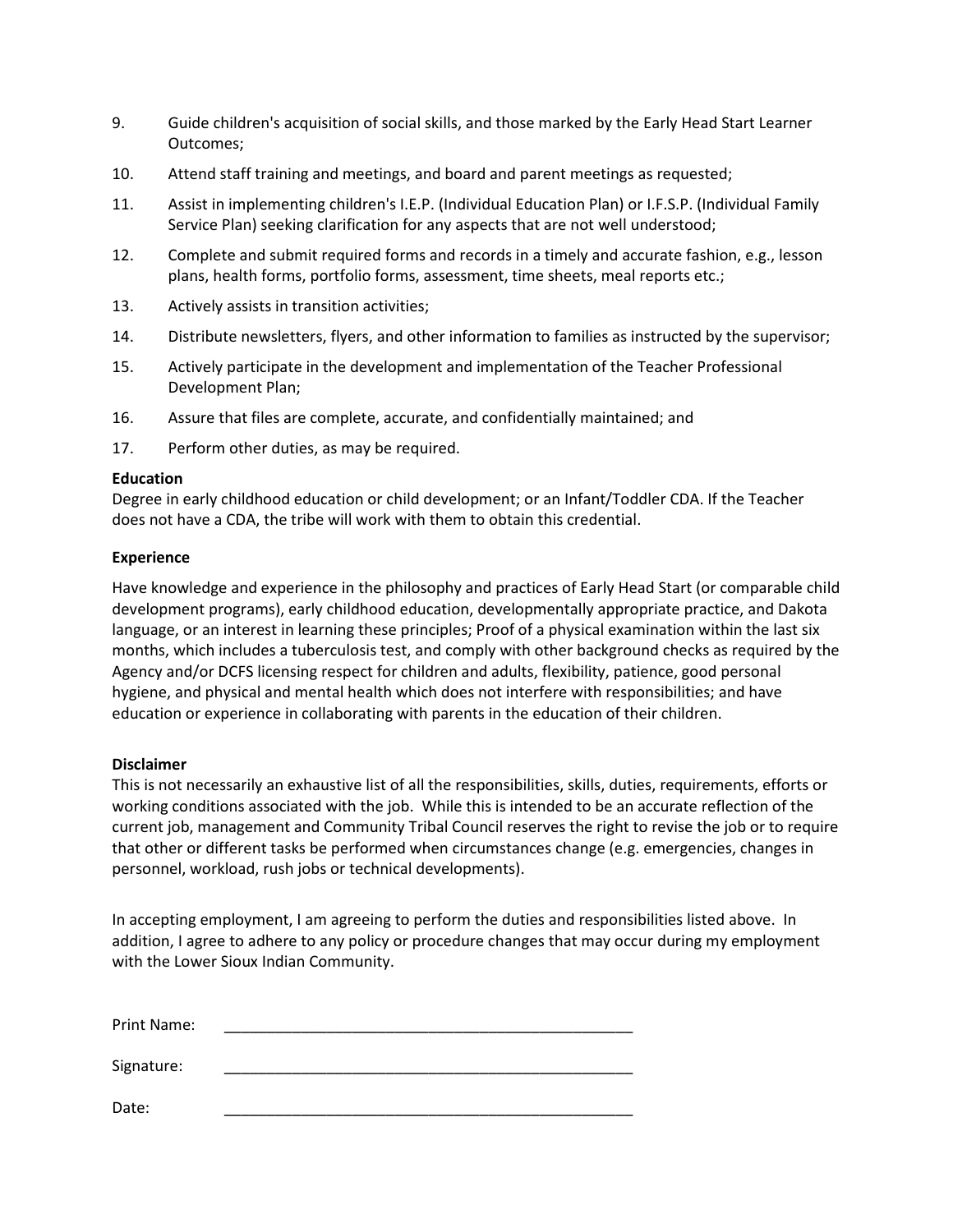9. Guide children's acquisition of social skills, and those marked by the Early Head Start Learner Outcomes;
10. Attend staff training and meetings, and board and parent meetings as requested;
11. Assist in implementing children's I.E.P. (Individual Education Plan) or I.F.S.P. (Individual Family Service Plan) seeking clarification for any aspects that are not well understood;
12. Complete and submit required forms and records in a timely and accurate fashion, e.g., lesson plans, health forms, portfolio forms, assessment, time sheets, meal reports etc.;
13. Actively assists in transition activities;
14. Distribute newsletters, flyers, and other information to families as instructed by the supervisor;
15. Actively participate in the development and implementation of the Teacher Professional Development Plan;
16. Assure that files are complete, accurate, and confidentially maintained; and
17. Perform other duties, as may be required.

**Education**

Degree in early childhood education or child development; or an Infant/Toddler CDA. If the Teacher does not have a CDA, the tribe will work with them to obtain this credential.

**Experience**

Have knowledge and experience in the philosophy and practices of Early Head Start (or comparable child development programs), early childhood education, developmentally appropriate practice, and Dakota language, or an interest in learning these principles; Proof of a physical examination within the last six months, which includes a tuberculosis test, and comply with other background checks as required by the Agency and/or DCFS licensing respect for children and adults, flexibility, patience, good personal hygiene, and physical and mental health which does not interfere with responsibilities; and have education or experience in collaborating with parents in the education of their children.

**Disclaimer**

This is not necessarily an exhaustive list of all the responsibilities, skills, duties, requirements, efforts or working conditions associated with the job. While this is intended to be an accurate reflection of the current job, management and Community Tribal Council reserves the right to revise the job or to require that other or different tasks be performed when circumstances change (e.g. emergencies, changes in personnel, workload, rush jobs or technical developments).

In accepting employment, I am agreeing to perform the duties and responsibilities listed above. In addition, I agree to adhere to any policy or procedure changes that may occur during my employment with the Lower Sioux Indian Community.

Print Name: ______________________________________________

Signature: ______________________________________________

Date: ______________________________________________